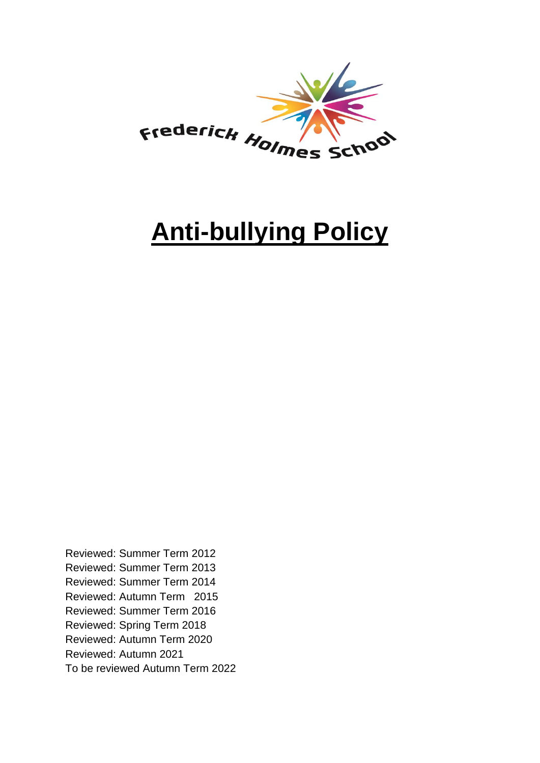Frederick Holmes School

# Anti-bullying Policy

Reviewed: Summer Term 2012
Reviewed: Summer Term 2013
Reviewed: Summer Term 2014
Reviewed: Autumn Term 2015
Reviewed: Summer Term 2016
Reviewed: Spring Term 2018
Reviewed: Autumn Term 2020
Reviewed: Autumn 2021
To be reviewed Autumn Term 2022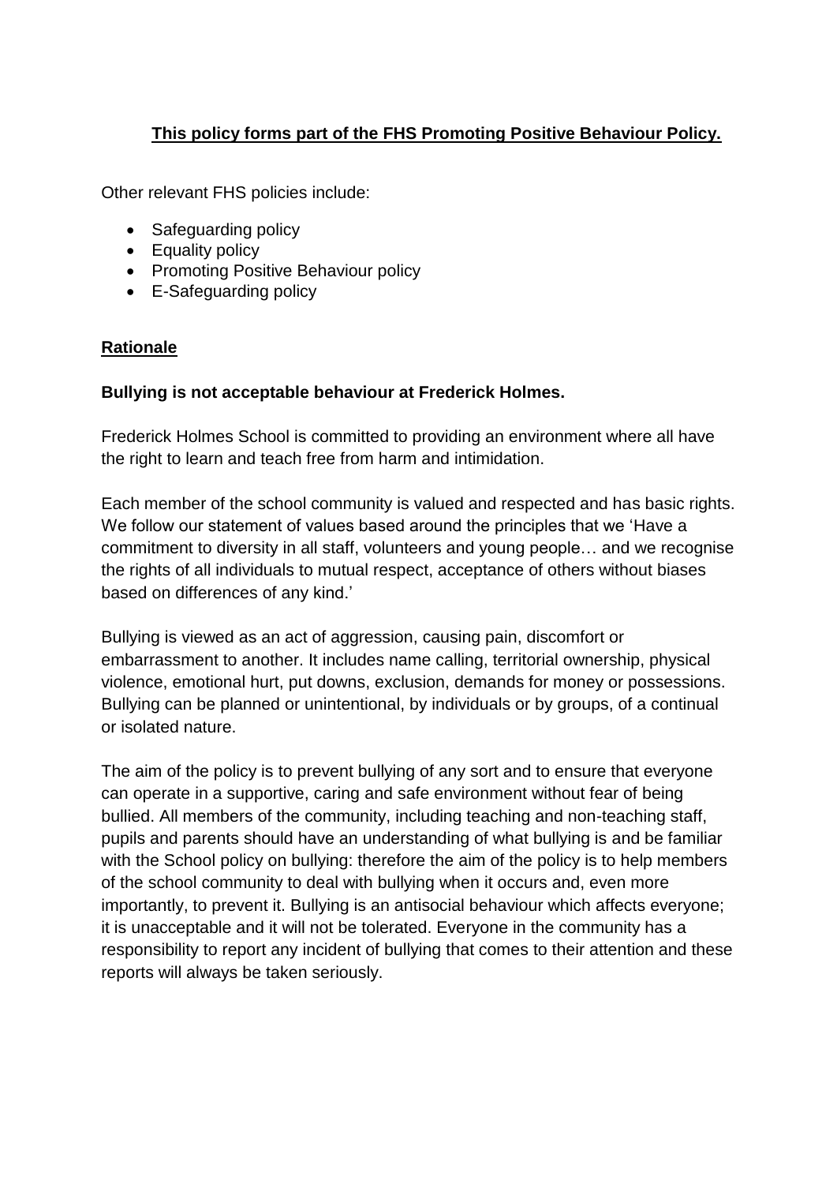**<u>This policy forms part of the FHS Promoting Positive Behaviour Policy.</u>**

Other relevant FHS policies include:

- Safeguarding policy
- Equality policy
- Promoting Positive Behaviour policy
- E-Safeguarding policy

## <u>Rationale</u>

**Bullying is not acceptable behaviour at Frederick Holmes.**

Frederick Holmes School is committed to providing an environment where all have the right to learn and teach free from harm and intimidation.

Each member of the school community is valued and respected and has basic rights. We follow our statement of values based around the principles that we 'Have a commitment to diversity in all staff, volunteers and young people… and we recognise the rights of all individuals to mutual respect, acceptance of others without biases based on differences of any kind.'

Bullying is viewed as an act of aggression, causing pain, discomfort or embarrassment to another. It includes name calling, territorial ownership, physical violence, emotional hurt, put downs, exclusion, demands for money or possessions. Bullying can be planned or unintentional, by individuals or by groups, of a continual or isolated nature.

The aim of the policy is to prevent bullying of any sort and to ensure that everyone can operate in a supportive, caring and safe environment without fear of being bullied. All members of the community, including teaching and non-teaching staff, pupils and parents should have an understanding of what bullying is and be familiar with the School policy on bullying: therefore the aim of the policy is to help members of the school community to deal with bullying when it occurs and, even more importantly, to prevent it. Bullying is an antisocial behaviour which affects everyone; it is unacceptable and it will not be tolerated. Everyone in the community has a responsibility to report any incident of bullying that comes to their attention and these reports will always be taken seriously.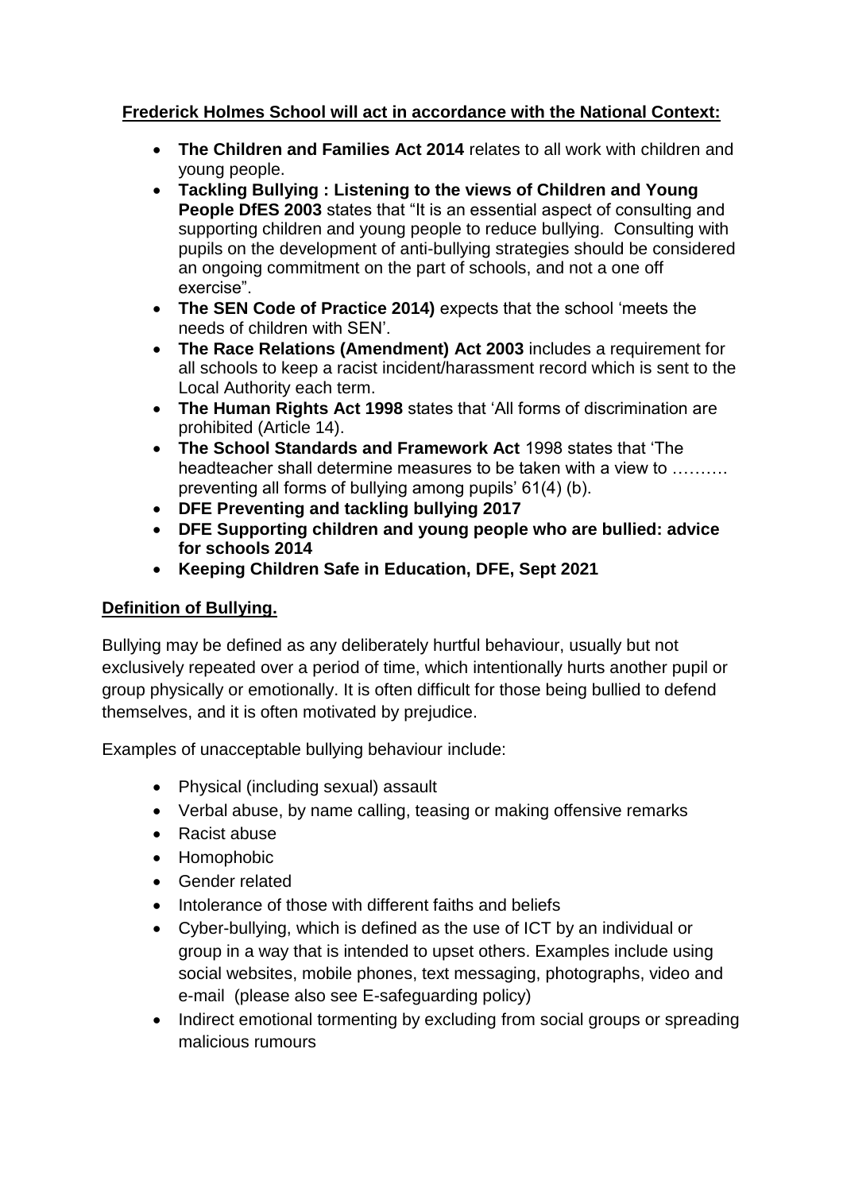**Frederick Holmes School will act in accordance with the National Context:**

- **The Children and Families Act 2014** relates to all work with children and young people.
- **Tackling Bullying : Listening to the views of Children and Young People DfES 2003** states that "It is an essential aspect of consulting and supporting children and young people to reduce bullying. Consulting with pupils on the development of anti-bullying strategies should be considered an ongoing commitment on the part of schools, and not a one off exercise".
- **The SEN Code of Practice 2014)** expects that the school 'meets the needs of children with SEN'.
- **The Race Relations (Amendment) Act 2003** includes a requirement for all schools to keep a racist incident/harassment record which is sent to the Local Authority each term.
- **The Human Rights Act 1998** states that 'All forms of discrimination are prohibited (Article 14).
- **The School Standards and Framework Act** 1998 states that 'The headteacher shall determine measures to be taken with a view to ………. preventing all forms of bullying among pupils' 61(4) (b).
- **DFE Preventing and tackling bullying 2017**
- **DFE Supporting children and young people who are bullied: advice for schools 2014**
- **Keeping Children Safe in Education, DFE, Sept 2021**

**Definition of Bullying.**

Bullying may be defined as any deliberately hurtful behaviour, usually but not exclusively repeated over a period of time, which intentionally hurts another pupil or group physically or emotionally. It is often difficult for those being bullied to defend themselves, and it is often motivated by prejudice.

Examples of unacceptable bullying behaviour include:

- Physical (including sexual) assault
- Verbal abuse, by name calling, teasing or making offensive remarks
- Racist abuse
- Homophobic
- Gender related
- Intolerance of those with different faiths and beliefs
- Cyber-bullying, which is defined as the use of ICT by an individual or group in a way that is intended to upset others. Examples include using social websites, mobile phones, text messaging, photographs, video and e-mail (please also see E-safeguarding policy)
- Indirect emotional tormenting by excluding from social groups or spreading malicious rumours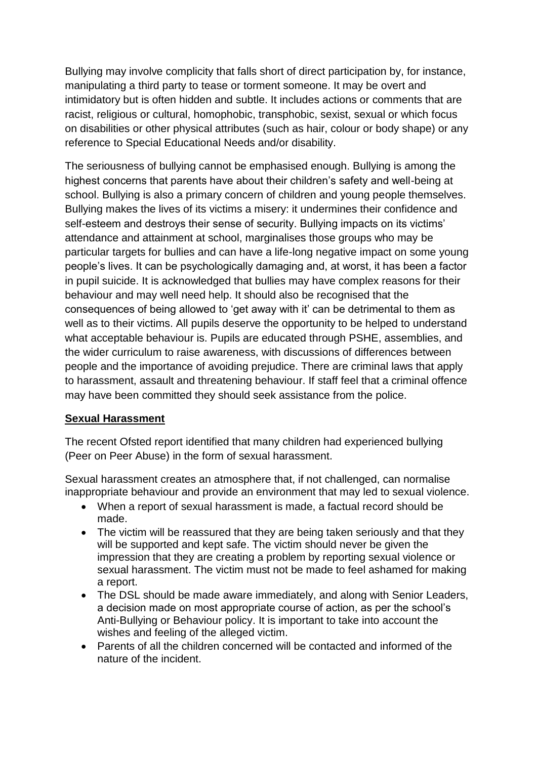Bullying may involve complicity that falls short of direct participation by, for instance, manipulating a third party to tease or torment someone. It may be overt and intimidatory but is often hidden and subtle. It includes actions or comments that are racist, religious or cultural, homophobic, transphobic, sexist, sexual or which focus on disabilities or other physical attributes (such as hair, colour or body shape) or any reference to Special Educational Needs and/or disability.

The seriousness of bullying cannot be emphasised enough. Bullying is among the highest concerns that parents have about their children's safety and well-being at school. Bullying is also a primary concern of children and young people themselves. Bullying makes the lives of its victims a misery: it undermines their confidence and self-esteem and destroys their sense of security. Bullying impacts on its victims' attendance and attainment at school, marginalises those groups who may be particular targets for bullies and can have a life-long negative impact on some young people's lives. It can be psychologically damaging and, at worst, it has been a factor in pupil suicide. It is acknowledged that bullies may have complex reasons for their behaviour and may well need help. It should also be recognised that the consequences of being allowed to 'get away with it' can be detrimental to them as well as to their victims. All pupils deserve the opportunity to be helped to understand what acceptable behaviour is. Pupils are educated through PSHE, assemblies, and the wider curriculum to raise awareness, with discussions of differences between people and the importance of avoiding prejudice. There are criminal laws that apply to harassment, assault and threatening behaviour. If staff feel that a criminal offence may have been committed they should seek assistance from the police.

**Sexual Harassment**

The recent Ofsted report identified that many children had experienced bullying (Peer on Peer Abuse) in the form of sexual harassment.

Sexual harassment creates an atmosphere that, if not challenged, can normalise inappropriate behaviour and provide an environment that may led to sexual violence.

- When a report of sexual harassment is made, a factual record should be made.
- The victim will be reassured that they are being taken seriously and that they will be supported and kept safe. The victim should never be given the impression that they are creating a problem by reporting sexual violence or sexual harassment. The victim must not be made to feel ashamed for making a report.
- The DSL should be made aware immediately, and along with Senior Leaders, a decision made on most appropriate course of action, as per the school's Anti-Bullying or Behaviour policy. It is important to take into account the wishes and feeling of the alleged victim.
- Parents of all the children concerned will be contacted and informed of the nature of the incident.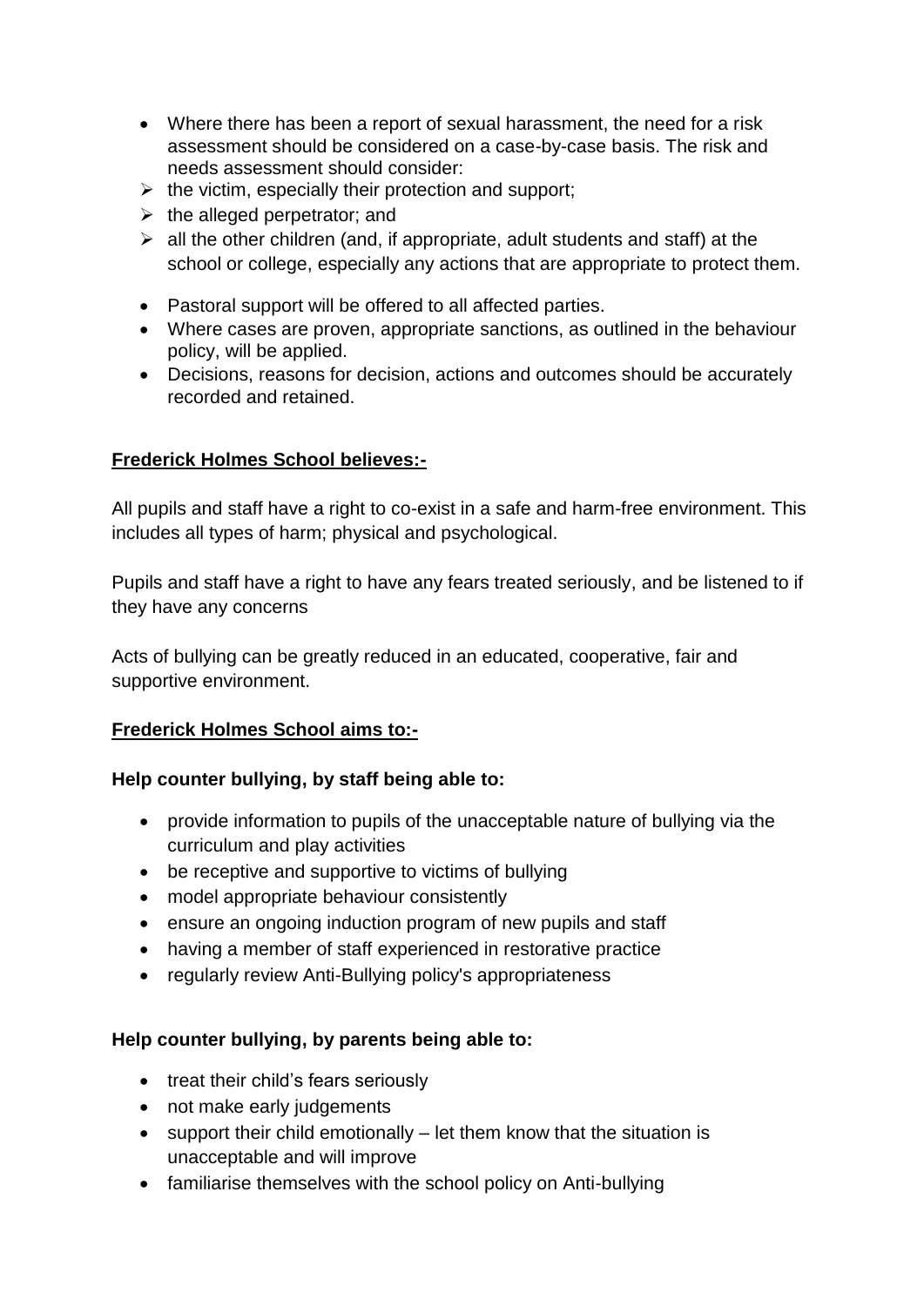- Where there has been a report of sexual harassment, the need for a risk assessment should be considered on a case-by-case basis. The risk and needs assessment should consider:
  - the victim, especially their protection and support;
  - the alleged perpetrator; and
  - all the other children (and, if appropriate, adult students and staff) at the school or college, especially any actions that are appropriate to protect them.
- Pastoral support will be offered to all affected parties.
- Where cases are proven, appropriate sanctions, as outlined in the behaviour policy, will be applied.
- Decisions, reasons for decision, actions and outcomes should be accurately recorded and retained.

**Frederick Holmes School believes:-**

All pupils and staff have a right to co-exist in a safe and harm-free environment. This includes all types of harm; physical and psychological.

Pupils and staff have a right to have any fears treated seriously, and be listened to if they have any concerns

Acts of bullying can be greatly reduced in an educated, cooperative, fair and supportive environment.

**Frederick Holmes School aims to:-**

**Help counter bullying, by staff being able to:**

- provide information to pupils of the unacceptable nature of bullying via the curriculum and play activities
- be receptive and supportive to victims of bullying
- model appropriate behaviour consistently
- ensure an ongoing induction program of new pupils and staff
- having a member of staff experienced in restorative practice
- regularly review Anti-Bullying policy's appropriateness

**Help counter bullying, by parents being able to:**

- treat their child's fears seriously
- not make early judgements
- support their child emotionally – let them know that the situation is unacceptable and will improve
- familiarise themselves with the school policy on Anti-bullying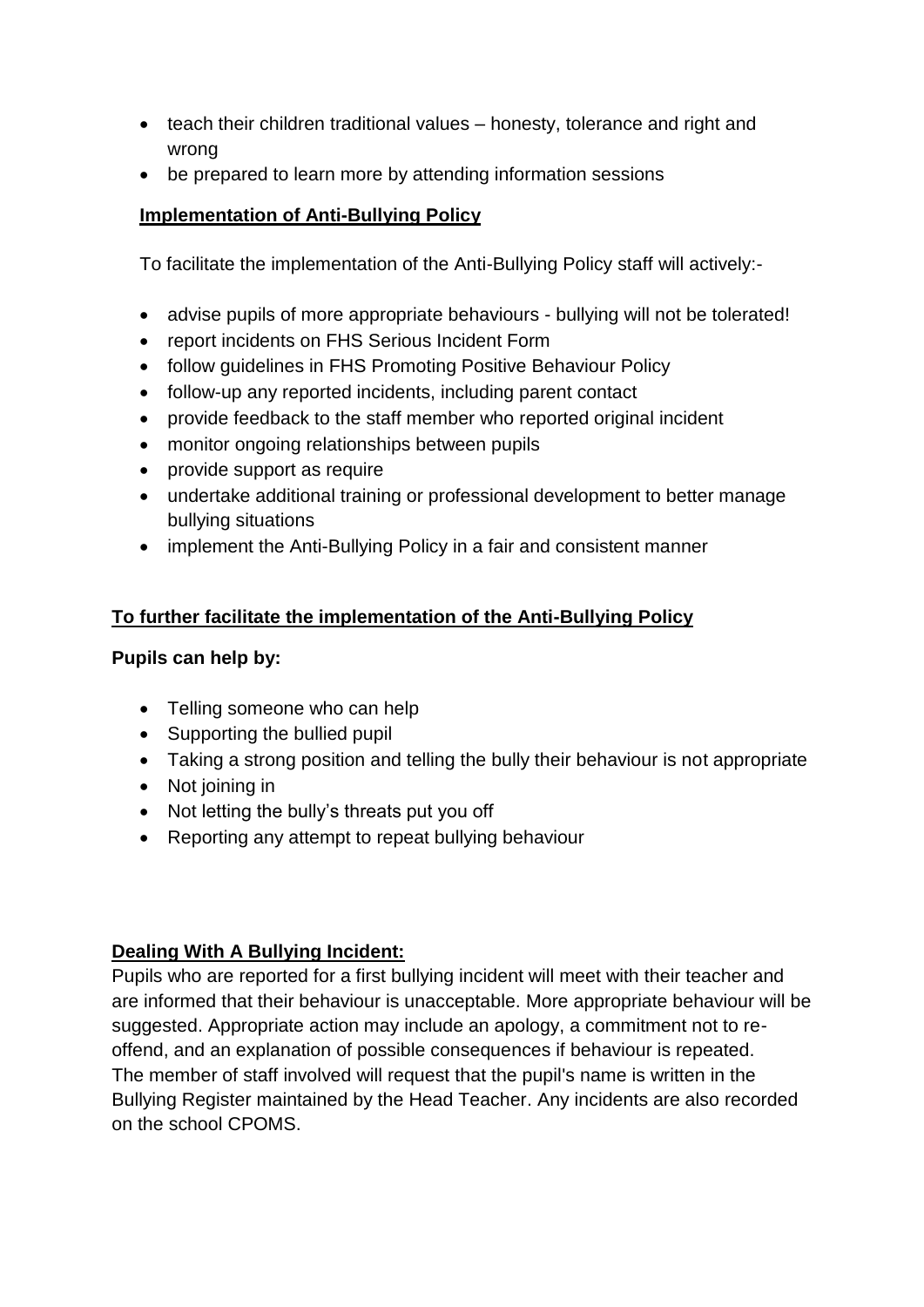- teach their children traditional values – honesty, tolerance and right and wrong
- be prepared to learn more by attending information sessions

**Implementation of Anti-Bullying Policy**

To facilitate the implementation of the Anti-Bullying Policy staff will actively:-

- advise pupils of more appropriate behaviours - bullying will not be tolerated!
- report incidents on FHS Serious Incident Form
- follow guidelines in FHS Promoting Positive Behaviour Policy
- follow-up any reported incidents, including parent contact
- provide feedback to the staff member who reported original incident
- monitor ongoing relationships between pupils
- provide support as require
- undertake additional training or professional development to better manage bullying situations
- implement the Anti-Bullying Policy in a fair and consistent manner

**To further facilitate the implementation of the Anti-Bullying Policy**

**Pupils can help by:**

- Telling someone who can help
- Supporting the bullied pupil
- Taking a strong position and telling the bully their behaviour is not appropriate
- Not joining in
- Not letting the bully's threats put you off
- Reporting any attempt to repeat bullying behaviour

**Dealing With A Bullying Incident:**

Pupils who are reported for a first bullying incident will meet with their teacher and are informed that their behaviour is unacceptable. More appropriate behaviour will be suggested. Appropriate action may include an apology, a commitment not to re-offend, and an explanation of possible consequences if behaviour is repeated.
The member of staff involved will request that the pupil's name is written in the Bullying Register maintained by the Head Teacher. Any incidents are also recorded on the school CPOMS.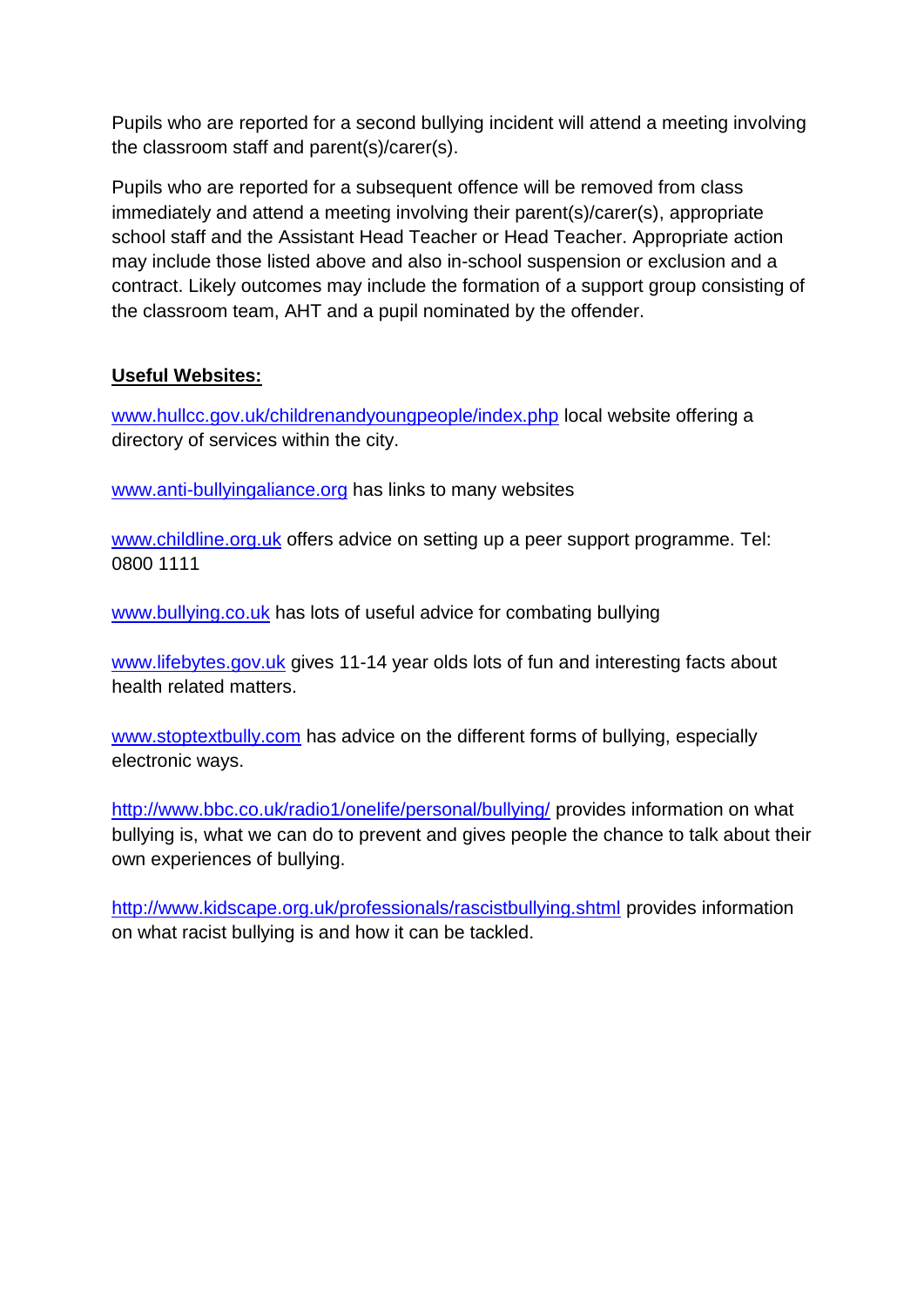Pupils who are reported for a second bullying incident will attend a meeting involving the classroom staff and parent(s)/carer(s).

Pupils who are reported for a subsequent offence will be removed from class immediately and attend a meeting involving their parent(s)/carer(s), appropriate school staff and the Assistant Head Teacher or Head Teacher. Appropriate action may include those listed above and also in-school suspension or exclusion and a contract. Likely outcomes may include the formation of a support group consisting of the classroom team, AHT and a pupil nominated by the offender.

**Useful Websites:**

www.hullcc.gov.uk/childrenandyoungpeople/index.php local website offering a directory of services within the city.

www.anti-bullyingaliance.org has links to many websites

www.childline.org.uk offers advice on setting up a peer support programme. Tel: 0800 1111

www.bullying.co.uk has lots of useful advice for combating bullying

www.lifebytes.gov.uk gives 11-14 year olds lots of fun and interesting facts about health related matters.

www.stoptextbully.com has advice on the different forms of bullying, especially electronic ways.

http://www.bbc.co.uk/radio1/onelife/personal/bullying/ provides information on what bullying is, what we can do to prevent and gives people the chance to talk about their own experiences of bullying.

http://www.kidscape.org.uk/professionals/rascistbullying.shtml provides information on what racist bullying is and how it can be tackled.